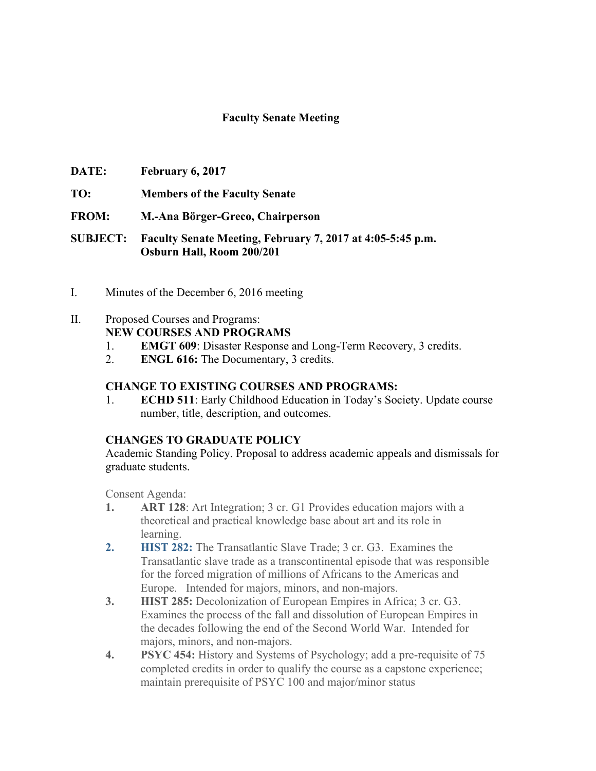## Faculty Senate Meeting

**DATE:** **February 6, 2017**

**TO:** **Members of the Faculty Senate**

**FROM:** **M.-Ana Börger-Greco, Chairperson**

**SUBJECT:** **Faculty Senate Meeting, February 7, 2017 at 4:05-5:45 p.m. Osburn Hall, Room 200/201**

I. Minutes of the December 6, 2016 meeting

II. Proposed Courses and Programs:

**NEW COURSES AND PROGRAMS**

1. **EMGT 609**: Disaster Response and Long-Term Recovery, 3 credits.
2. **ENGL 616:** The Documentary, 3 credits.

**CHANGE TO EXISTING COURSES AND PROGRAMS:**

1. **ECHD 511**: Early Childhood Education in Today's Society. Update course number, title, description, and outcomes.

**CHANGES TO GRADUATE POLICY**

Academic Standing Policy. Proposal to address academic appeals and dismissals for graduate students.

Consent Agenda:

1. **ART 128**: Art Integration; 3 cr. G1 Provides education majors with a theoretical and practical knowledge base about art and its role in learning.
2. **HIST 282:** The Transatlantic Slave Trade; 3 cr. G3. Examines the Transatlantic slave trade as a transcontinental episode that was responsible for the forced migration of millions of Africans to the Americas and Europe. Intended for majors, minors, and non-majors.
3. **HIST 285:** Decolonization of European Empires in Africa; 3 cr. G3. Examines the process of the fall and dissolution of European Empires in the decades following the end of the Second World War. Intended for majors, minors, and non-majors.
4. **PSYC 454:** History and Systems of Psychology; add a pre-requisite of 75 completed credits in order to qualify the course as a capstone experience; maintain prerequisite of PSYC 100 and major/minor status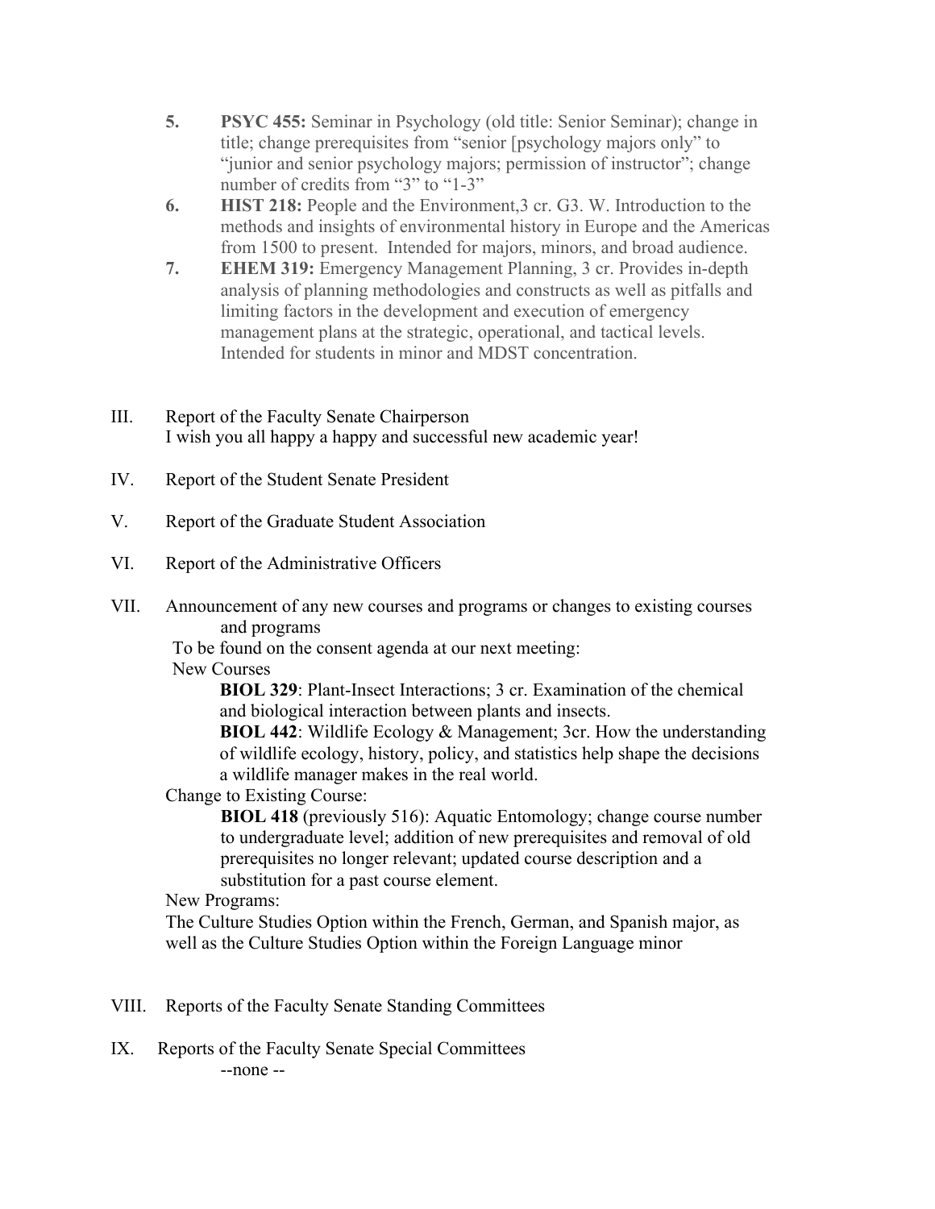5. **PSYC 455:** Seminar in Psychology (old title: Senior Seminar); change in title; change prerequisites from "senior [psychology majors only" to "junior and senior psychology majors; permission of instructor"; change number of credits from "3" to "1-3"
6. **HIST 218:** People and the Environment,3 cr. G3. W. Introduction to the methods and insights of environmental history in Europe and the Americas from 1500 to present. Intended for majors, minors, and broad audience.
7. **EHEM 319:** Emergency Management Planning, 3 cr. Provides in-depth analysis of planning methodologies and constructs as well as pitfalls and limiting factors in the development and execution of emergency management plans at the strategic, operational, and tactical levels. Intended for students in minor and MDST concentration.

III. Report of the Faculty Senate Chairperson
I wish you all happy a happy and successful new academic year!

IV. Report of the Student Senate President

V. Report of the Graduate Student Association

VI. Report of the Administrative Officers

VII. Announcement of any new courses and programs or changes to existing courses and programs
To be found on the consent agenda at our next meeting:
New Courses

**BIOL 329**: Plant-Insect Interactions; 3 cr. Examination of the chemical and biological interaction between plants and insects.
**BIOL 442**: Wildlife Ecology & Management; 3cr. How the understanding of wildlife ecology, history, policy, and statistics help shape the decisions a wildlife manager makes in the real world.

Change to Existing Course:

**BIOL 418** (previously 516): Aquatic Entomology; change course number to undergraduate level; addition of new prerequisites and removal of old prerequisites no longer relevant; updated course description and a substitution for a past course element.

New Programs:
The Culture Studies Option within the French, German, and Spanish major, as well as the Culture Studies Option within the Foreign Language minor

VIII. Reports of the Faculty Senate Standing Committees

IX. Reports of the Faculty Senate Special Committees
--none --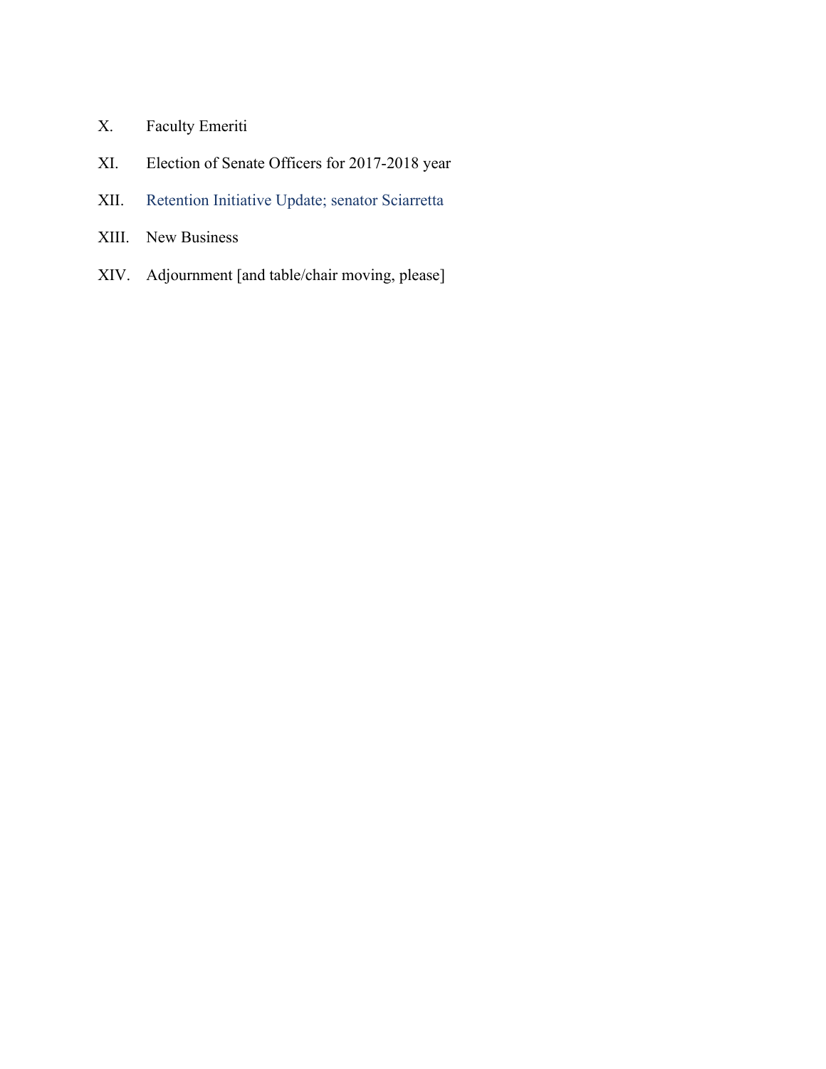X. Faculty Emeriti

XI. Election of Senate Officers for 2017-2018 year

XII. Retention Initiative Update; senator Sciarretta

XIII. New Business

XIV. Adjournment [and table/chair moving, please]